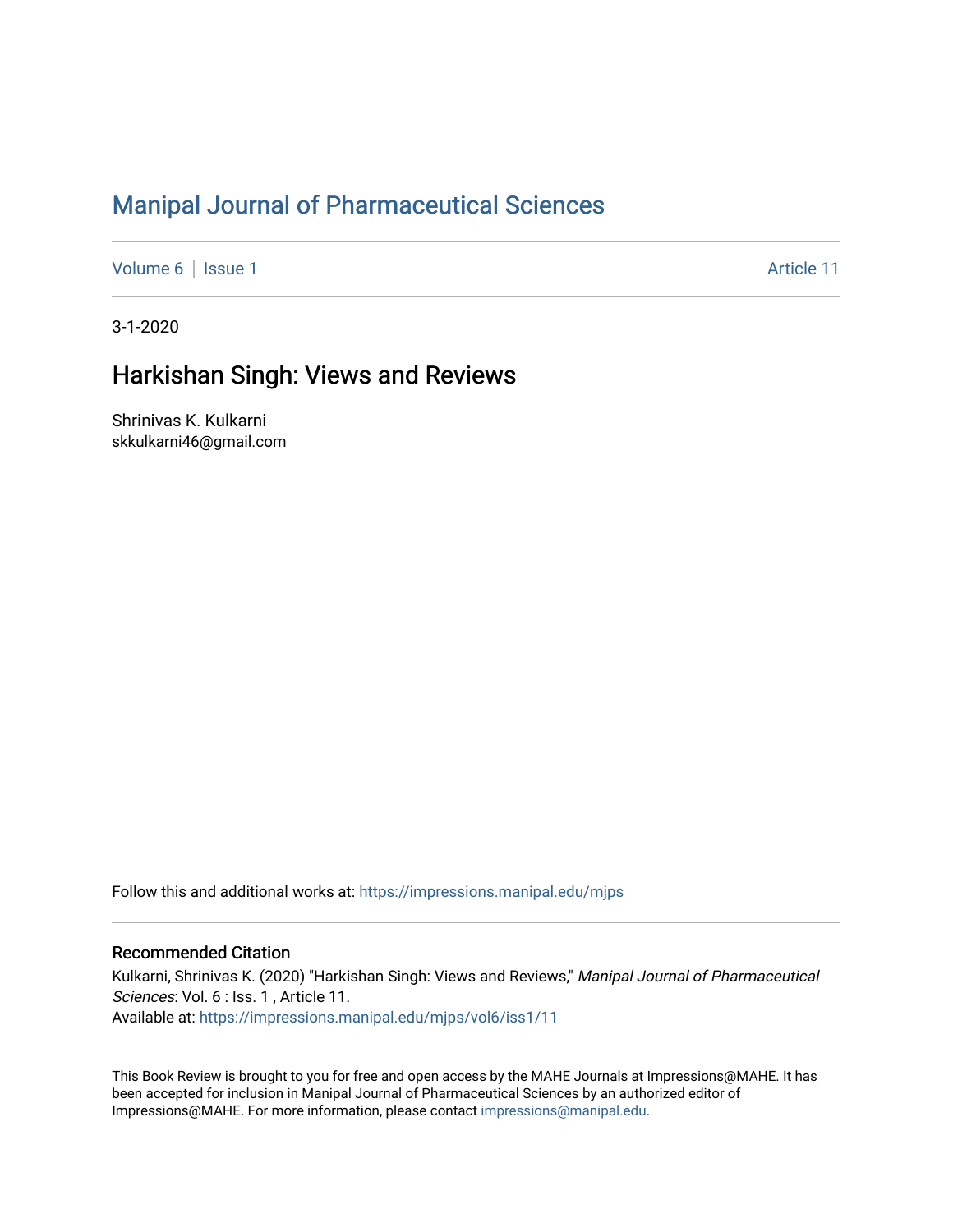# Manipal Journal of Pharmaceutical Sciences

Volume 6 | Issue 1 Article 11

3-1-2020

## Harkishan Singh: Views and Reviews

Shrinivas K. Kulkarni
skkulkarni46@gmail.com

Follow this and additional works at: https://impressions.manipal.edu/mjps

### Recommended Citation

Kulkarni, Shrinivas K. (2020) "Harkishan Singh: Views and Reviews," *Manipal Journal of Pharmaceutical Sciences*: Vol. 6 : Iss. 1 , Article 11.
Available at: https://impressions.manipal.edu/mjps/vol6/iss1/11

This Book Review is brought to you for free and open access by the MAHE Journals at Impressions@MAHE. It has been accepted for inclusion in Manipal Journal of Pharmaceutical Sciences by an authorized editor of Impressions@MAHE. For more information, please contact impressions@manipal.edu.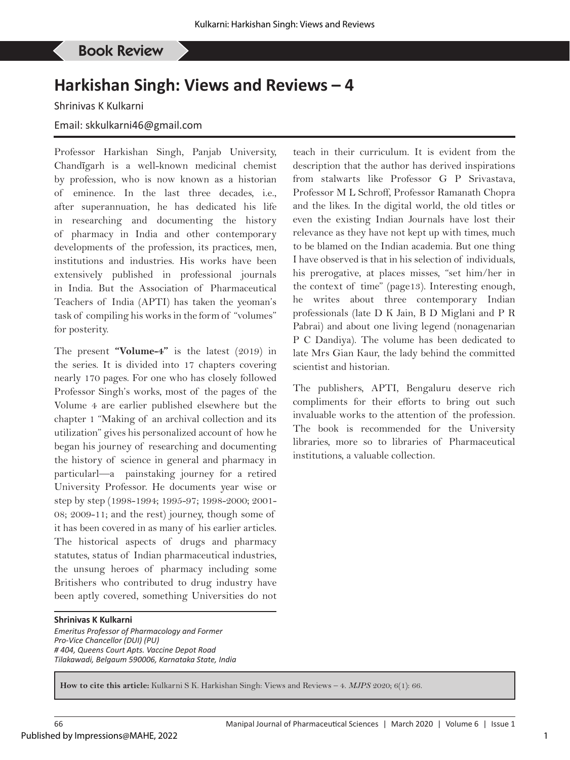Book Review

# Harkishan Singh: Views and Reviews – 4

Shrinivas K Kulkarni

Email: skkulkarni46@gmail.com

Professor Harkishan Singh, Panjab University, Chandīgarh is a well-known medicinal chemist by profession, who is now known as a historian of eminence. In the last three decades, i.e., after superannuation, he has dedicated his life in researching and documenting the history of pharmacy in India and other contemporary developments of the profession, its practices, men, institutions and industries. His works have been extensively published in professional journals in India. But the Association of Pharmaceutical Teachers of India (APTI) has taken the yeoman's task of compiling his works in the form of "volumes" for posterity.

The present **"Volume-4"** is the latest (2019) in the series. It is divided into 17 chapters covering nearly 170 pages. For one who has closely followed Professor Singh's works, most of the pages of the Volume 4 are earlier published elsewhere but the chapter 1 "Making of an archival collection and its utilization" gives his personalized account of how he began his journey of researching and documenting the history of science in general and pharmacy in particularl—a painstaking journey for a retired University Professor. He documents year wise or step by step (1998-1994; 1995-97; 1998-2000; 2001-08; 2009-11; and the rest) journey, though some of it has been covered in as many of his earlier articles. The historical aspects of drugs and pharmacy statutes, status of Indian pharmaceutical industries, the unsung heroes of pharmacy including some Britishers who contributed to drug industry have been aptly covered, something Universities do not teach in their curriculum. It is evident from the description that the author has derived inspirations from stalwarts like Professor G P Srivastava, Professor M L Schroff, Professor Ramanath Chopra and the likes. In the digital world, the old titles or even the existing Indian Journals have lost their relevance as they have not kept up with times, much to be blamed on the Indian academia. But one thing I have observed is that in his selection of individuals, his prerogative, at places misses, "set him/her in the context of time" (page13). Interesting enough, he writes about three contemporary Indian professionals (late D K Jain, B D Miglani and P R Pabrai) and about one living legend (nonagenarian P C Dandiya). The volume has been dedicated to late Mrs Gian Kaur, the lady behind the committed scientist and historian.

The publishers, APTI, Bengaluru deserve rich compliments for their efforts to bring out such invaluable works to the attention of the profession. The book is recommended for the University libraries, more so to libraries of Pharmaceutical institutions, a valuable collection.

**Shrinivas K Kulkarni**
*Emeritus Professor of Pharmacology and Former Pro-Vice Chancellor (DUI) (PU)*
*# 404, Queens Court Apts. Vaccine Depot Road*
*Tilakawadi, Belgaum 590006, Karnataka State, India*

**How to cite this article:** Kulkarni S K. Harkishan Singh: Views and Reviews – 4. *MJPS* 2020; 6(1): 66.